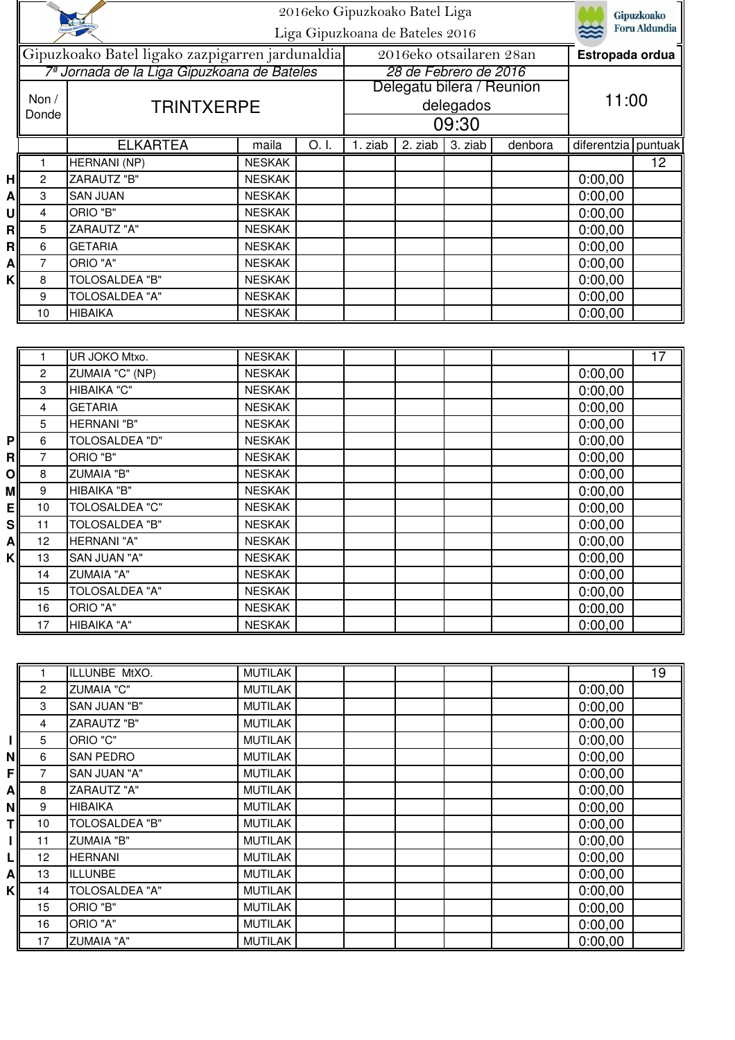2016eko Gipuzkoako Batel Liga

Liga Gipuzkoana de Bateles 2016

Gipuzkoako Foru Aldundia

| Gipuzkoako Batel ligako zazpigarren jardunaldia | 2016eko otsailaren 28an | Estropada ordua |
|---|---|---|
| 7ª Jornada de la Liga Gipuzkoana de Bateles | 28 de Febrero de 2016 | |
| Non / Donde: TRINTXERPE | Delegatu bilera / Reunion delegados: 09:30 | 11:00 |

**HAURRAK**

| | ELKARTEA | maila | O. I. | 1. ziab | 2. ziab | 3. ziab | denbora | diferentzia | puntuak |
|---|---|---|---|---|---|---|---|---|---|
| 1 | HERNANI (NP) | NESKAK | | | | | | | 12 |
| 2 | ZARAUTZ "B" | NESKAK | | | | | | 0:00,00 | |
| 3 | SAN JUAN | NESKAK | | | | | | 0:00,00 | |
| 4 | ORIO "B" | NESKAK | | | | | | 0:00,00 | |
| 5 | ZARAUTZ "A" | NESKAK | | | | | | 0:00,00 | |
| 6 | GETARIA | NESKAK | | | | | | 0:00,00 | |
| 7 | ORIO "A" | NESKAK | | | | | | 0:00,00 | |
| 8 | TOLOSALDEA "B" | NESKAK | | | | | | 0:00,00 | |
| 9 | TOLOSALDEA "A" | NESKAK | | | | | | 0:00,00 | |
| 10 | HIBAIKA | NESKAK | | | | | | 0:00,00 | |

**PROMESAK**

| | ELKARTEA | maila | O. I. | 1. ziab | 2. ziab | 3. ziab | denbora | diferentzia | puntuak |
|---|---|---|---|---|---|---|---|---|---|
| 1 | UR JOKO Mtxo. | NESKAK | | | | | | | 17 |
| 2 | ZUMAIA "C" (NP) | NESKAK | | | | | | 0:00,00 | |
| 3 | HIBAIKA "C" | NESKAK | | | | | | 0:00,00 | |
| 4 | GETARIA | NESKAK | | | | | | 0:00,00 | |
| 5 | HERNANI "B" | NESKAK | | | | | | 0:00,00 | |
| 6 | TOLOSALDEA "D" | NESKAK | | | | | | 0:00,00 | |
| 7 | ORIO "B" | NESKAK | | | | | | 0:00,00 | |
| 8 | ZUMAIA "B" | NESKAK | | | | | | 0:00,00 | |
| 9 | HIBAIKA "B" | NESKAK | | | | | | 0:00,00 | |
| 10 | TOLOSALDEA "C" | NESKAK | | | | | | 0:00,00 | |
| 11 | TOLOSALDEA "B" | NESKAK | | | | | | 0:00,00 | |
| 12 | HERNANI "A" | NESKAK | | | | | | 0:00,00 | |
| 13 | SAN JUAN "A" | NESKAK | | | | | | 0:00,00 | |
| 14 | ZUMAIA "A" | NESKAK | | | | | | 0:00,00 | |
| 15 | TOLOSALDEA "A" | NESKAK | | | | | | 0:00,00 | |
| 16 | ORIO "A" | NESKAK | | | | | | 0:00,00 | |
| 17 | HIBAIKA "A" | NESKAK | | | | | | 0:00,00 | |

**INFANTILAK**

| | ELKARTEA | maila | O. I. | 1. ziab | 2. ziab | 3. ziab | denbora | diferentzia | puntuak |
|---|---|---|---|---|---|---|---|---|---|
| 1 | ILLUNBE MtXO. | MUTILAK | | | | | | | 19 |
| 2 | ZUMAIA "C" | MUTILAK | | | | | | 0:00,00 | |
| 3 | SAN JUAN "B" | MUTILAK | | | | | | 0:00,00 | |
| 4 | ZARAUTZ "B" | MUTILAK | | | | | | 0:00,00 | |
| 5 | ORIO "C" | MUTILAK | | | | | | 0:00,00 | |
| 6 | SAN PEDRO | MUTILAK | | | | | | 0:00,00 | |
| 7 | SAN JUAN "A" | MUTILAK | | | | | | 0:00,00 | |
| 8 | ZARAUTZ "A" | MUTILAK | | | | | | 0:00,00 | |
| 9 | HIBAIKA | MUTILAK | | | | | | 0:00,00 | |
| 10 | TOLOSALDEA "B" | MUTILAK | | | | | | 0:00,00 | |
| 11 | ZUMAIA "B" | MUTILAK | | | | | | 0:00,00 | |
| 12 | HERNANI | MUTILAK | | | | | | 0:00,00 | |
| 13 | ILLUNBE | MUTILAK | | | | | | 0:00,00 | |
| 14 | TOLOSALDEA "A" | MUTILAK | | | | | | 0:00,00 | |
| 15 | ORIO "B" | MUTILAK | | | | | | 0:00,00 | |
| 16 | ORIO "A" | MUTILAK | | | | | | 0:00,00 | |
| 17 | ZUMAIA "A" | MUTILAK | | | | | | 0:00,00 | |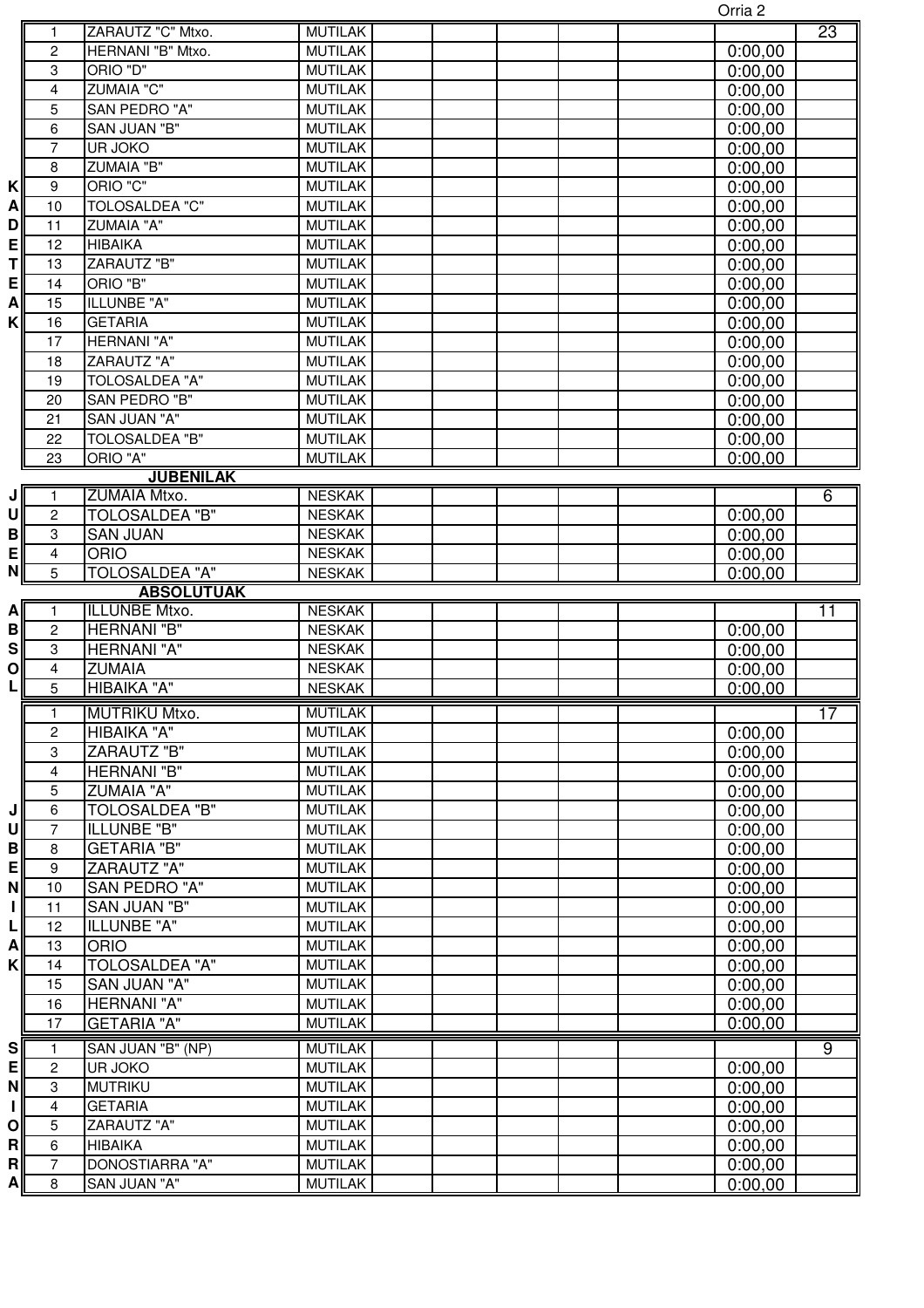Orria 2

| | | | | | | | | | |
|---|---|---|---|---|---|---|---|---|---|
| KADETEAK | 1 | ZARAUTZ "C" Mtxo. | MUTILAK | | | | | | 23 |
| | 2 | HERNANI "B" Mtxo. | MUTILAK | | | | | 0:00,00 | |
| | 3 | ORIO "D" | MUTILAK | | | | | 0:00,00 | |
| | 4 | ZUMAIA "C" | MUTILAK | | | | | 0:00,00 | |
| | 5 | SAN PEDRO "A" | MUTILAK | | | | | 0:00,00 | |
| | 6 | SAN JUAN "B" | MUTILAK | | | | | 0:00,00 | |
| | 7 | UR JOKO | MUTILAK | | | | | 0:00,00 | |
| | 8 | ZUMAIA "B" | MUTILAK | | | | | 0:00,00 | |
| | 9 | ORIO "C" | MUTILAK | | | | | 0:00,00 | |
| | 10 | TOLOSALDEA "C" | MUTILAK | | | | | 0:00,00 | |
| | 11 | ZUMAIA "A" | MUTILAK | | | | | 0:00,00 | |
| | 12 | HIBAIKA | MUTILAK | | | | | 0:00,00 | |
| | 13 | ZARAUTZ "B" | MUTILAK | | | | | 0:00,00 | |
| | 14 | ORIO "B" | MUTILAK | | | | | 0:00,00 | |
| | 15 | ILLUNBE "A" | MUTILAK | | | | | 0:00,00 | |
| | 16 | GETARIA | MUTILAK | | | | | 0:00,00 | |
| | 17 | HERNANI "A" | MUTILAK | | | | | 0:00,00 | |
| | 18 | ZARAUTZ "A" | MUTILAK | | | | | 0:00,00 | |
| | 19 | TOLOSALDEA "A" | MUTILAK | | | | | 0:00,00 | |
| | 20 | SAN PEDRO "B" | MUTILAK | | | | | 0:00,00 | |
| | 21 | SAN JUAN "A" | MUTILAK | | | | | 0:00,00 | |
| | 22 | TOLOSALDEA "B" | MUTILAK | | | | | 0:00,00 | |
| | 23 | ORIO "A" | MUTILAK | | | | | 0:00,00 | |

**JUBENILAK**

| | | | | | | | | | |
|---|---|---|---|---|---|---|---|---|---|
| JUBEN | 1 | ZUMAIA Mtxo. | NESKAK | | | | | | 6 |
| | 2 | TOLOSALDEA "B" | NESKAK | | | | | 0:00,00 | |
| | 3 | SAN JUAN | NESKAK | | | | | 0:00,00 | |
| | 4 | ORIO | NESKAK | | | | | 0:00,00 | |
| | 5 | TOLOSALDEA "A" | NESKAK | | | | | 0:00,00 | |

**ABSOLUTUAK**

| | | | | | | | | | |
|---|---|---|---|---|---|---|---|---|---|
| ABSOL | 1 | ILLUNBE Mtxo. | NESKAK | | | | | | 11 |
| | 2 | HERNANI "B" | NESKAK | | | | | 0:00,00 | |
| | 3 | HERNANI "A" | NESKAK | | | | | 0:00,00 | |
| | 4 | ZUMAIA | NESKAK | | | | | 0:00,00 | |
| | 5 | HIBAIKA "A" | NESKAK | | | | | 0:00,00 | |
| JUBENILAK | 1 | MUTRIKU Mtxo. | MUTILAK | | | | | | 17 |
| | 2 | HIBAIKA "A" | MUTILAK | | | | | 0:00,00 | |
| | 3 | ZARAUTZ "B" | MUTILAK | | | | | 0:00,00 | |
| | 4 | HERNANI "B" | MUTILAK | | | | | 0:00,00 | |
| | 5 | ZUMAIA "A" | MUTILAK | | | | | 0:00,00 | |
| | 6 | TOLOSALDEA "B" | MUTILAK | | | | | 0:00,00 | |
| | 7 | ILLUNBE "B" | MUTILAK | | | | | 0:00,00 | |
| | 8 | GETARIA "B" | MUTILAK | | | | | 0:00,00 | |
| | 9 | ZARAUTZ "A" | MUTILAK | | | | | 0:00,00 | |
| | 10 | SAN PEDRO "A" | MUTILAK | | | | | 0:00,00 | |
| | 11 | SAN JUAN "B" | MUTILAK | | | | | 0:00,00 | |
| | 12 | ILLUNBE "A" | MUTILAK | | | | | 0:00,00 | |
| | 13 | ORIO | MUTILAK | | | | | 0:00,00 | |
| | 14 | TOLOSALDEA "A" | MUTILAK | | | | | 0:00,00 | |
| | 15 | SAN JUAN "A" | MUTILAK | | | | | 0:00,00 | |
| | 16 | HERNANI "A" | MUTILAK | | | | | 0:00,00 | |
| | 17 | GETARIA "A" | MUTILAK | | | | | 0:00,00 | |
| SENIORA | 1 | SAN JUAN "B" (NP) | MUTILAK | | | | | | 9 |
| | 2 | UR JOKO | MUTILAK | | | | | 0:00,00 | |
| | 3 | MUTRIKU | MUTILAK | | | | | 0:00,00 | |
| | 4 | GETARIA | MUTILAK | | | | | 0:00,00 | |
| | 5 | ZARAUTZ "A" | MUTILAK | | | | | 0:00,00 | |
| | 6 | HIBAIKA | MUTILAK | | | | | 0:00,00 | |
| | 7 | DONOSTIARRA "A" | MUTILAK | | | | | 0:00,00 | |
| | 8 | SAN JUAN "A" | MUTILAK | | | | | 0:00,00 | |